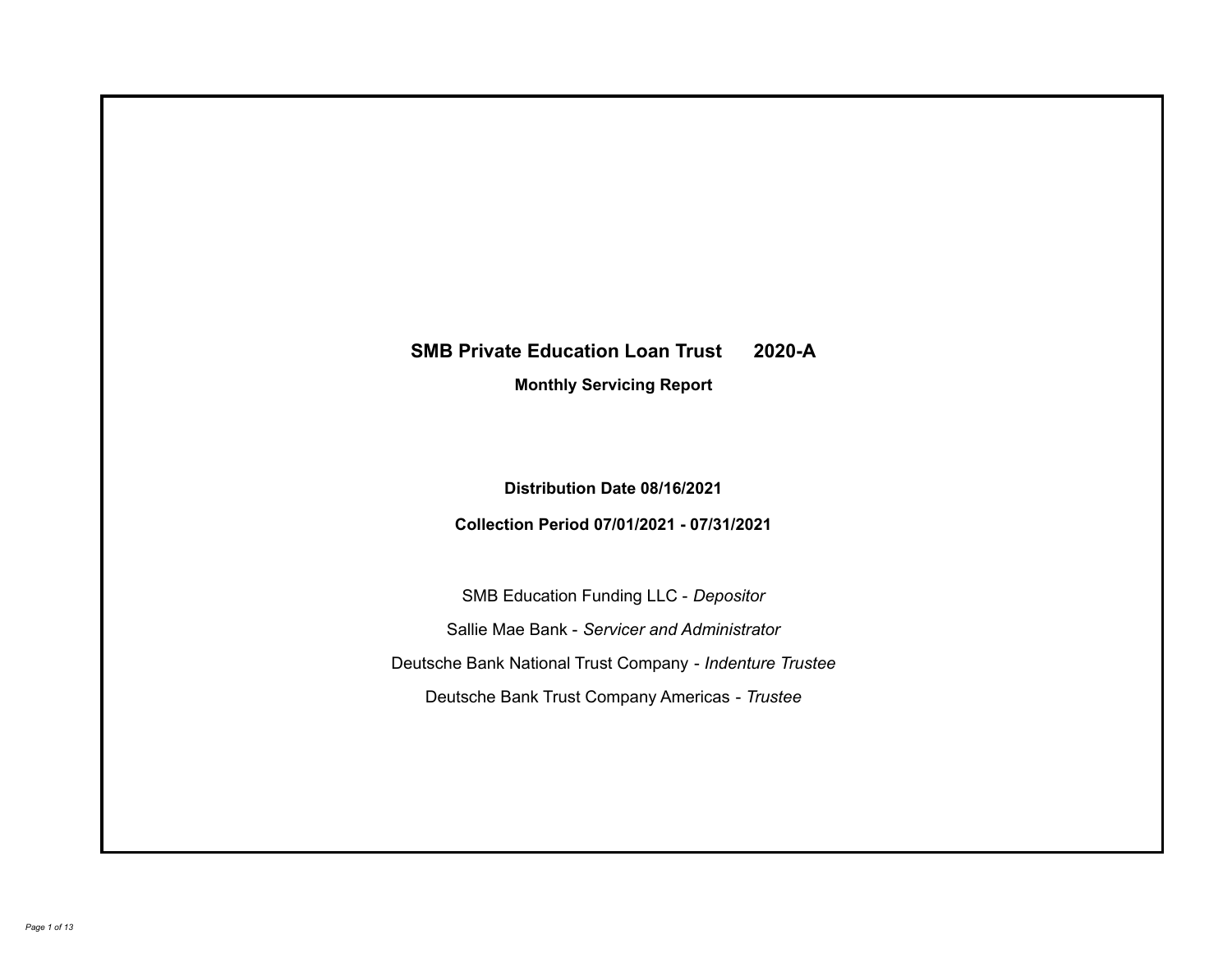# SMB Private Education Loan Trust 2020-A

## Monthly Servicing Report

**Distribution Date 08/16/2021**

**Collection Period 07/01/2021 - 07/31/2021**

SMB Education Funding LLC - *Depositor*

Sallie Mae Bank - *Servicer and Administrator*

Deutsche Bank National Trust Company - *Indenture Trustee*

Deutsche Bank Trust Company Americas - *Trustee*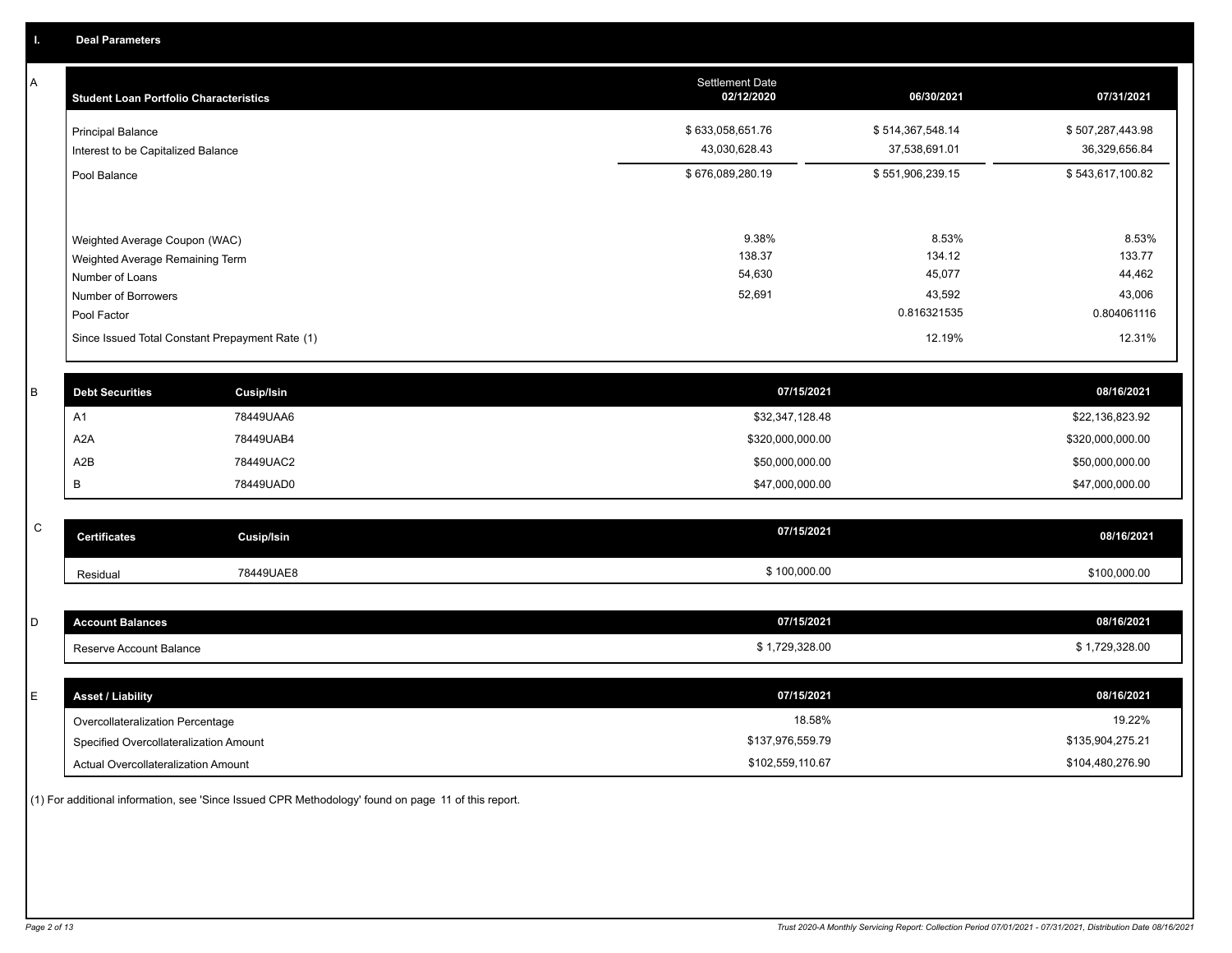## I. Deal Parameters

### A

| Student Loan Portfolio Characteristics | Settlement Date 02/12/2020 | 06/30/2021 | 07/31/2021 |
|---|---|---|---|
| Principal Balance | $ 633,058,651.76 | $ 514,367,548.14 | $ 507,287,443.98 |
| Interest to be Capitalized Balance | 43,030,628.43 | 37,538,691.01 | 36,329,656.84 |
| Pool Balance | $ 676,089,280.19 | $ 551,906,239.15 | $ 543,617,100.82 |
| Weighted Average Coupon (WAC) | 9.38% | 8.53% | 8.53% |
| Weighted Average Remaining Term | 138.37 | 134.12 | 133.77 |
| Number of Loans | 54,630 | 45,077 | 44,462 |
| Number of Borrowers | 52,691 | 43,592 | 43,006 |
| Pool Factor | | 0.816321535 | 0.804061116 |
| Since Issued Total Constant Prepayment Rate (1) | | 12.19% | 12.31% |

### B

| Debt Securities | Cusip/Isin | 07/15/2021 | 08/16/2021 |
|---|---|---|---|
| A1 | 78449UAA6 | $32,347,128.48 | $22,136,823.92 |
| A2A | 78449UAB4 | $320,000,000.00 | $320,000,000.00 |
| A2B | 78449UAC2 | $50,000,000.00 | $50,000,000.00 |
| B | 78449UAD0 | $47,000,000.00 | $47,000,000.00 |

### C

| Certificates | Cusip/Isin | 07/15/2021 | 08/16/2021 |
|---|---|---|---|
| Residual | 78449UAE8 | $ 100,000.00 | $100,000.00 |

### D

| Account Balances | 07/15/2021 | 08/16/2021 |
|---|---|---|
| Reserve Account Balance | $ 1,729,328.00 | $ 1,729,328.00 |

### E

| Asset / Liability | 07/15/2021 | 08/16/2021 |
|---|---|---|
| Overcollateralization Percentage | 18.58% | 19.22% |
| Specified Overcollateralization Amount | $137,976,559.79 | $135,904,275.21 |
| Actual Overcollateralization Amount | $102,559,110.67 | $104,480,276.90 |

(1) For additional information, see 'Since Issued CPR Methodology' found on page 11 of this report.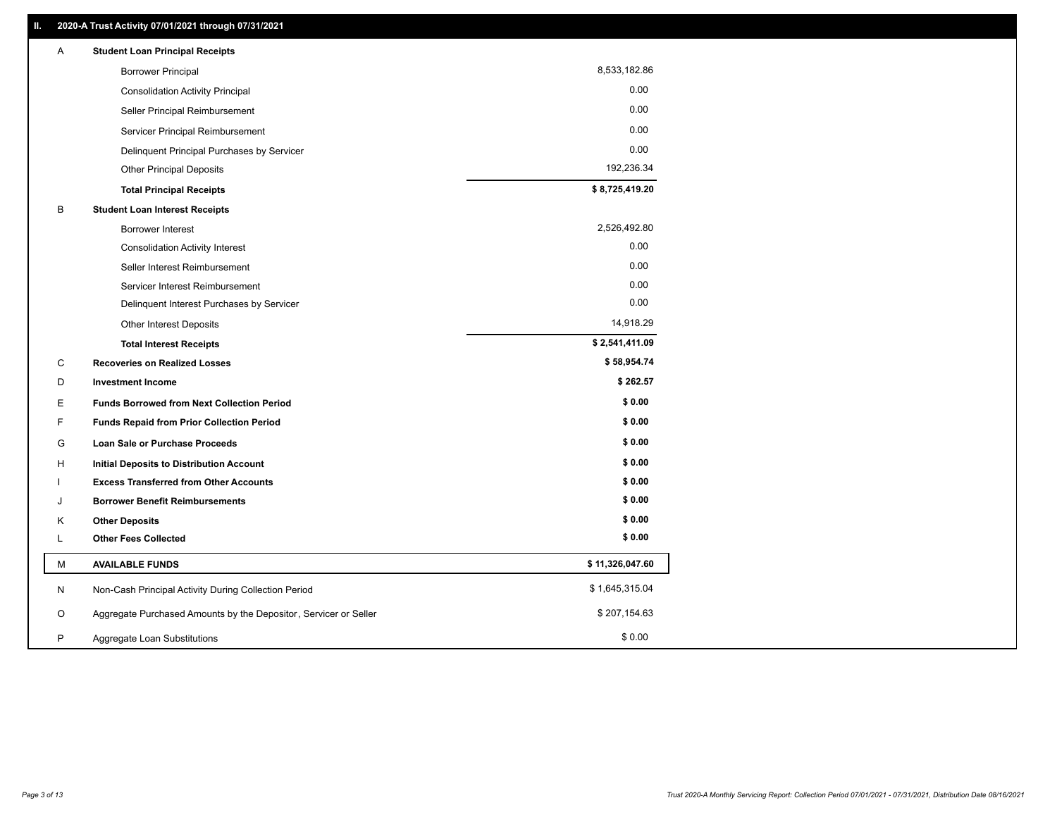## II. 2020-A Trust Activity 07/01/2021 through 07/31/2021

| | | |
|---|---|---|
| A | **Student Loan Principal Receipts** | |
| | Borrower Principal | 8,533,182.86 |
| | Consolidation Activity Principal | 0.00 |
| | Seller Principal Reimbursement | 0.00 |
| | Servicer Principal Reimbursement | 0.00 |
| | Delinquent Principal Purchases by Servicer | 0.00 |
| | Other Principal Deposits | 192,236.34 |
| | **Total Principal Receipts** | **$ 8,725,419.20** |
| B | **Student Loan Interest Receipts** | |
| | Borrower Interest | 2,526,492.80 |
| | Consolidation Activity Interest | 0.00 |
| | Seller Interest Reimbursement | 0.00 |
| | Servicer Interest Reimbursement | 0.00 |
| | Delinquent Interest Purchases by Servicer | 0.00 |
| | Other Interest Deposits | 14,918.29 |
| | **Total Interest Receipts** | **$ 2,541,411.09** |
| C | **Recoveries on Realized Losses** | **$ 58,954.74** |
| D | **Investment Income** | **$ 262.57** |
| E | **Funds Borrowed from Next Collection Period** | **$ 0.00** |
| F | **Funds Repaid from Prior Collection Period** | **$ 0.00** |
| G | **Loan Sale or Purchase Proceeds** | **$ 0.00** |
| H | **Initial Deposits to Distribution Account** | **$ 0.00** |
| I | **Excess Transferred from Other Accounts** | **$ 0.00** |
| J | **Borrower Benefit Reimbursements** | **$ 0.00** |
| K | **Other Deposits** | **$ 0.00** |
| L | **Other Fees Collected** | **$ 0.00** |
| M | **AVAILABLE FUNDS** | **$ 11,326,047.60** |
| N | Non-Cash Principal Activity During Collection Period | $ 1,645,315.04 |
| O | Aggregate Purchased Amounts by the Depositor, Servicer or Seller | $ 207,154.63 |
| P | Aggregate Loan Substitutions | $ 0.00 |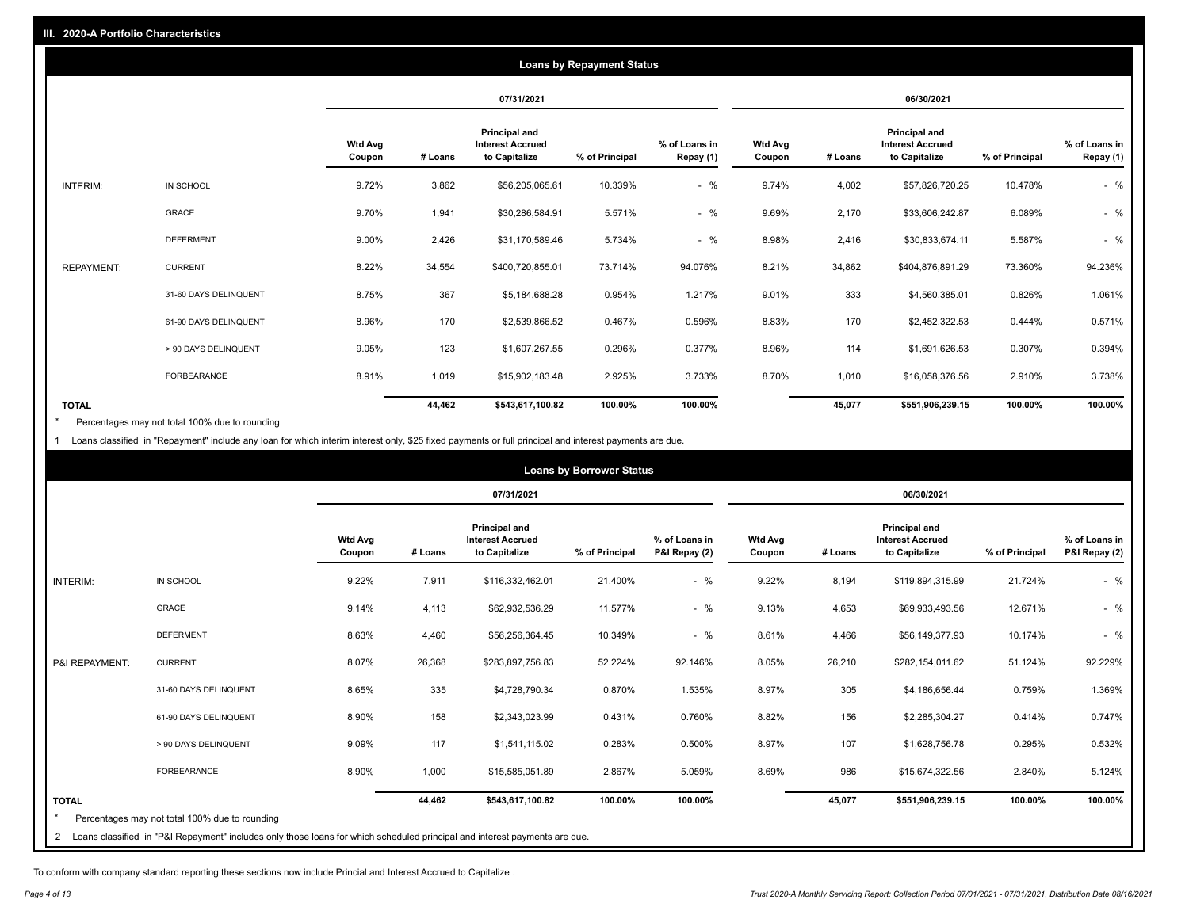## III. 2020-A Portfolio Characteristics

### Loans by Repayment Status

| | | 07/31/2021 | | | | | 06/30/2021 | | | | |
|---|---|---|---|---|---|---|---|---|---|---|---|
| | | Wtd Avg Coupon | # Loans | Principal and Interest Accrued to Capitalize | % of Principal | % of Loans in Repay (1) | Wtd Avg Coupon | # Loans | Principal and Interest Accrued to Capitalize | % of Principal | % of Loans in Repay (1) |
| INTERIM: | IN SCHOOL | 9.72% | 3,862 | $56,205,065.61 | 10.339% | - % | 9.74% | 4,002 | $57,826,720.25 | 10.478% | - % |
| | GRACE | 9.70% | 1,941 | $30,286,584.91 | 5.571% | - % | 9.69% | 2,170 | $33,606,242.87 | 6.089% | - % |
| | DEFERMENT | 9.00% | 2,426 | $31,170,589.46 | 5.734% | - % | 8.98% | 2,416 | $30,833,674.11 | 5.587% | - % |
| REPAYMENT: | CURRENT | 8.22% | 34,554 | $400,720,855.01 | 73.714% | 94.076% | 8.21% | 34,862 | $404,876,891.29 | 73.360% | 94.236% |
| | 31-60 DAYS DELINQUENT | 8.75% | 367 | $5,184,688.28 | 0.954% | 1.217% | 9.01% | 333 | $4,560,385.01 | 0.826% | 1.061% |
| | 61-90 DAYS DELINQUENT | 8.96% | 170 | $2,539,866.52 | 0.467% | 0.596% | 8.83% | 170 | $2,452,322.53 | 0.444% | 0.571% |
| | > 90 DAYS DELINQUENT | 9.05% | 123 | $1,607,267.55 | 0.296% | 0.377% | 8.96% | 114 | $1,691,626.53 | 0.307% | 0.394% |
| | FORBEARANCE | 8.91% | 1,019 | $15,902,183.48 | 2.925% | 3.733% | 8.70% | 1,010 | $16,058,376.56 | 2.910% | 3.738% |
| TOTAL | | | 44,462 | $543,617,100.82 | 100.00% | 100.00% | | 45,077 | $551,906,239.15 | 100.00% | 100.00% |

* Percentages may not total 100% due to rounding

1 Loans classified in "Repayment" include any loan for which interim interest only, $25 fixed payments or full principal and interest payments are due.

### Loans by Borrower Status

| | | 07/31/2021 | | | | | 06/30/2021 | | | | |
|---|---|---|---|---|---|---|---|---|---|---|---|
| | | Wtd Avg Coupon | # Loans | Principal and Interest Accrued to Capitalize | % of Principal | % of Loans in P&I Repay (2) | Wtd Avg Coupon | # Loans | Principal and Interest Accrued to Capitalize | % of Principal | % of Loans in P&I Repay (2) |
| INTERIM: | IN SCHOOL | 9.22% | 7,911 | $116,332,462.01 | 21.400% | - % | 9.22% | 8,194 | $119,894,315.99 | 21.724% | - % |
| | GRACE | 9.14% | 4,113 | $62,932,536.29 | 11.577% | - % | 9.13% | 4,653 | $69,933,493.56 | 12.671% | - % |
| | DEFERMENT | 8.63% | 4,460 | $56,256,364.45 | 10.349% | - % | 8.61% | 4,466 | $56,149,377.93 | 10.174% | - % |
| P&I REPAYMENT: | CURRENT | 8.07% | 26,368 | $283,897,756.83 | 52.224% | 92.146% | 8.05% | 26,210 | $282,154,011.62 | 51.124% | 92.229% |
| | 31-60 DAYS DELINQUENT | 8.65% | 335 | $4,728,790.34 | 0.870% | 1.535% | 8.97% | 305 | $4,186,656.44 | 0.759% | 1.369% |
| | 61-90 DAYS DELINQUENT | 8.90% | 158 | $2,343,023.99 | 0.431% | 0.760% | 8.82% | 156 | $2,285,304.27 | 0.414% | 0.747% |
| | > 90 DAYS DELINQUENT | 9.09% | 117 | $1,541,115.02 | 0.283% | 0.500% | 8.97% | 107 | $1,628,756.78 | 0.295% | 0.532% |
| | FORBEARANCE | 8.90% | 1,000 | $15,585,051.89 | 2.867% | 5.059% | 8.69% | 986 | $15,674,322.56 | 2.840% | 5.124% |
| TOTAL | | | 44,462 | $543,617,100.82 | 100.00% | 100.00% | | 45,077 | $551,906,239.15 | 100.00% | 100.00% |

* Percentages may not total 100% due to rounding

2 Loans classified in "P&I Repayment" includes only those loans for which scheduled principal and interest payments are due.

To conform with company standard reporting these sections now include Princial and Interest Accrued to Capitalize .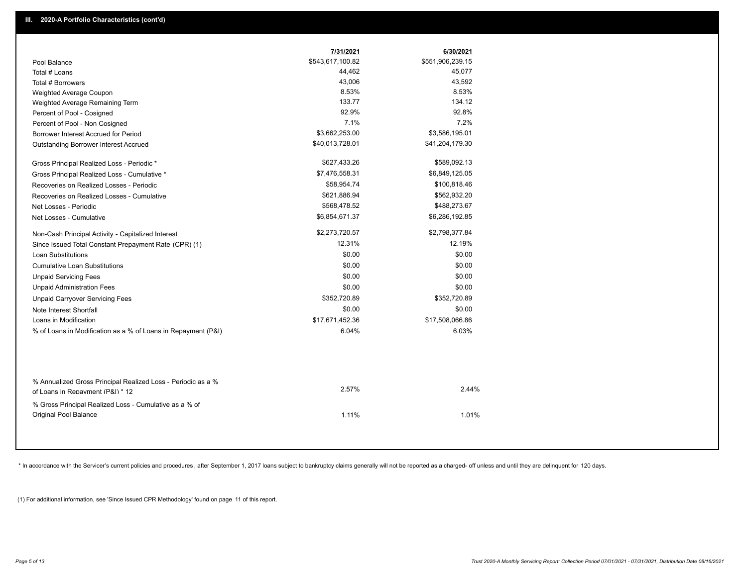## III. 2020-A Portfolio Characteristics (cont'd)

| | 7/31/2021 | 6/30/2021 |
|---|---|---|
| Pool Balance | $543,617,100.82 | $551,906,239.15 |
| Total # Loans | 44,462 | 45,077 |
| Total # Borrowers | 43,006 | 43,592 |
| Weighted Average Coupon | 8.53% | 8.53% |
| Weighted Average Remaining Term | 133.77 | 134.12 |
| Percent of Pool - Cosigned | 92.9% | 92.8% |
| Percent of Pool - Non Cosigned | 7.1% | 7.2% |
| Borrower Interest Accrued for Period | $3,662,253.00 | $3,586,195.01 |
| Outstanding Borrower Interest Accrued | $40,013,728.01 | $41,204,179.30 |
| Gross Principal Realized Loss - Periodic * | $627,433.26 | $589,092.13 |
| Gross Principal Realized Loss - Cumulative * | $7,476,558.31 | $6,849,125.05 |
| Recoveries on Realized Losses - Periodic | $58,954.74 | $100,818.46 |
| Recoveries on Realized Losses - Cumulative | $621,886.94 | $562,932.20 |
| Net Losses - Periodic | $568,478.52 | $488,273.67 |
| Net Losses - Cumulative | $6,854,671.37 | $6,286,192.85 |
| Non-Cash Principal Activity - Capitalized Interest | $2,273,720.57 | $2,798,377.84 |
| Since Issued Total Constant Prepayment Rate (CPR) (1) | 12.31% | 12.19% |
| Loan Substitutions | $0.00 | $0.00 |
| Cumulative Loan Substitutions | $0.00 | $0.00 |
| Unpaid Servicing Fees | $0.00 | $0.00 |
| Unpaid Administration Fees | $0.00 | $0.00 |
| Unpaid Carryover Servicing Fees | $352,720.89 | $352,720.89 |
| Note Interest Shortfall | $0.00 | $0.00 |
| Loans in Modification | $17,671,452.36 | $17,508,066.86 |
| % of Loans in Modification as a % of Loans in Repayment (P&I) | 6.04% | 6.03% |
| % Annualized Gross Principal Realized Loss - Periodic as a % of Loans in Repayment (P&I) * 12 | 2.57% | 2.44% |
| % Gross Principal Realized Loss - Cumulative as a % of Original Pool Balance | 1.11% | 1.01% |

* In accordance with the Servicer's current policies and procedures , after September 1, 2017 loans subject to bankruptcy claims generally will not be reported as a charged- off unless and until they are delinquent for 120 days.

(1) For additional information, see 'Since Issued CPR Methodology' found on page 11 of this report.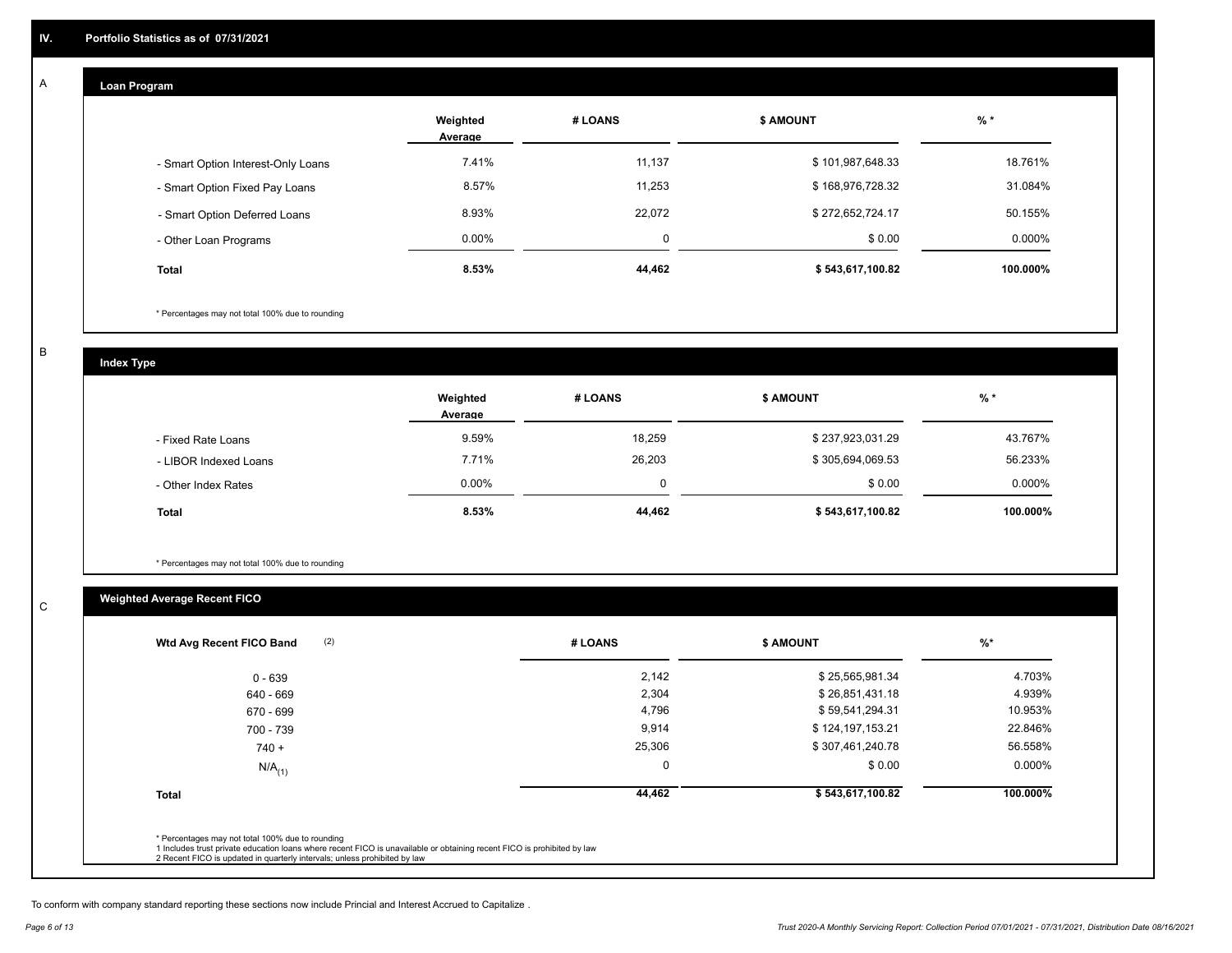## IV. Portfolio Statistics as of 07/31/2021

### A Loan Program

| | Weighted Average | # LOANS | $ AMOUNT | % * |
|---|---|---|---|---|
| - Smart Option Interest-Only Loans | 7.41% | 11,137 | $ 101,987,648.33 | 18.761% |
| - Smart Option Fixed Pay Loans | 8.57% | 11,253 | $ 168,976,728.32 | 31.084% |
| - Smart Option Deferred Loans | 8.93% | 22,072 | $ 272,652,724.17 | 50.155% |
| - Other Loan Programs | 0.00% | 0 | $ 0.00 | 0.000% |
| **Total** | **8.53%** | **44,462** | **$ 543,617,100.82** | **100.000%** |

* Percentages may not total 100% due to rounding

### B Index Type

| | Weighted Average | # LOANS | $ AMOUNT | % * |
|---|---|---|---|---|
| - Fixed Rate Loans | 9.59% | 18,259 | $ 237,923,031.29 | 43.767% |
| - LIBOR Indexed Loans | 7.71% | 26,203 | $ 305,694,069.53 | 56.233% |
| - Other Index Rates | 0.00% | 0 | $ 0.00 | 0.000% |
| **Total** | **8.53%** | **44,462** | **$ 543,617,100.82** | **100.000%** |

* Percentages may not total 100% due to rounding

### C Weighted Average Recent FICO

| Wtd Avg Recent FICO Band (2) | # LOANS | $ AMOUNT | %* |
|---|---|---|---|
| 0 - 639 | 2,142 | $ 25,565,981.34 | 4.703% |
| 640 - 669 | 2,304 | $ 26,851,431.18 | 4.939% |
| 670 - 699 | 4,796 | $ 59,541,294.31 | 10.953% |
| 700 - 739 | 9,914 | $ 124,197,153.21 | 22.846% |
| 740 + | 25,306 | $ 307,461,240.78 | 56.558% |
| N/A (1) | 0 | $ 0.00 | 0.000% |
| **Total** | **44,462** | **$ 543,617,100.82** | **100.000%** |

* Percentages may not total 100% due to rounding
1 Includes trust private education loans where recent FICO is unavailable or obtaining recent FICO is prohibited by law
2 Recent FICO is updated in quarterly intervals; unless prohibited by law

To conform with company standard reporting these sections now include Princial and Interest Accrued to Capitalize .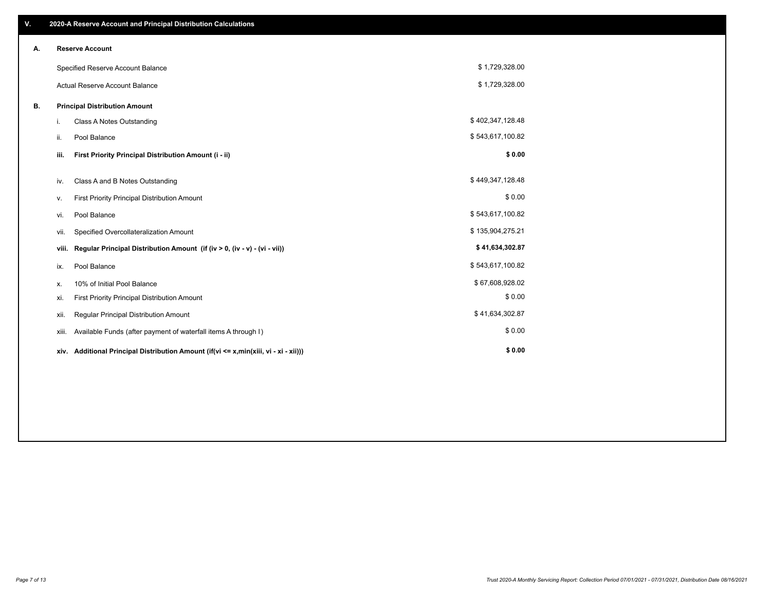## V. 2020-A Reserve Account and Principal Distribution Calculations

### A. Reserve Account

| | |
|---|---|
| Specified Reserve Account Balance | $ 1,729,328.00 |
| Actual Reserve Account Balance | $ 1,729,328.00 |

### B. Principal Distribution Amount

| | | |
|---|---|---|
| i. | Class A Notes Outstanding | $ 402,347,128.48 |
| ii. | Pool Balance | $ 543,617,100.82 |
| iii. | **First Priority Principal Distribution Amount (i - ii)** | **$ 0.00** |
| iv. | Class A and B Notes Outstanding | $ 449,347,128.48 |
| v. | First Priority Principal Distribution Amount | $ 0.00 |
| vi. | Pool Balance | $ 543,617,100.82 |
| vii. | Specified Overcollateralization Amount | $ 135,904,275.21 |
| viii. | **Regular Principal Distribution Amount (if (iv > 0, (iv - v) - (vi - vii))** | **$ 41,634,302.87** |
| ix. | Pool Balance | $ 543,617,100.82 |
| x. | 10% of Initial Pool Balance | $ 67,608,928.02 |
| xi. | First Priority Principal Distribution Amount | $ 0.00 |
| xii. | Regular Principal Distribution Amount | $ 41,634,302.87 |
| xiii. | Available Funds (after payment of waterfall items A through I) | $ 0.00 |
| xiv. | **Additional Principal Distribution Amount (if(vi <= x,min(xiii, vi - xi - xii)))** | **$ 0.00** |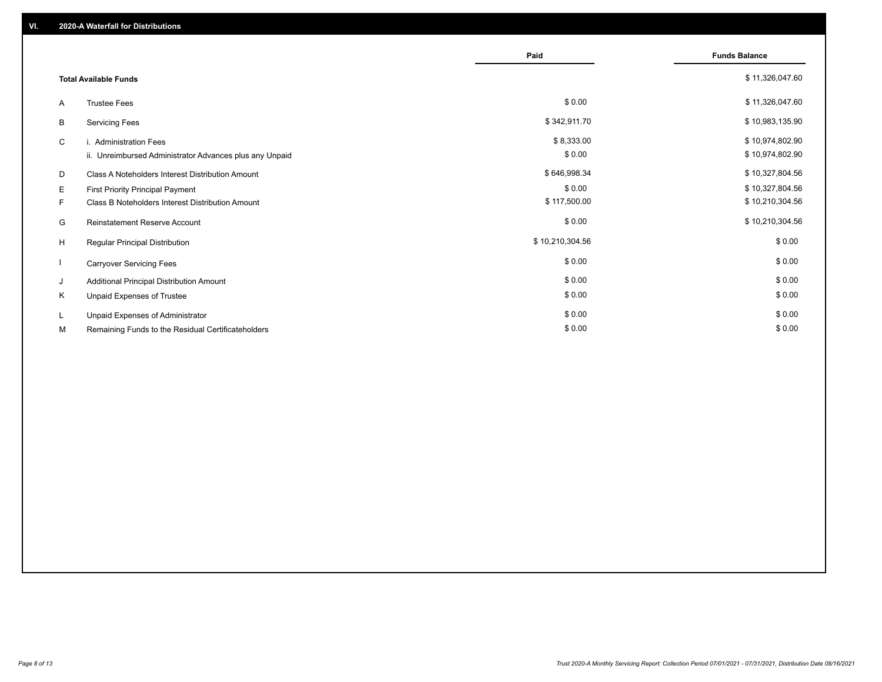## VI. 2020-A Waterfall for Distributions

| | | Paid | Funds Balance |
|---|---|---|---|
| | **Total Available Funds** | | $ 11,326,047.60 |
| A | Trustee Fees | $ 0.00 | $ 11,326,047.60 |
| B | Servicing Fees | $ 342,911.70 | $ 10,983,135.90 |
| C | i. Administration Fees | $ 8,333.00 | $ 10,974,802.90 |
| | ii. Unreimbursed Administrator Advances plus any Unpaid | $ 0.00 | $ 10,974,802.90 |
| D | Class A Noteholders Interest Distribution Amount | $ 646,998.34 | $ 10,327,804.56 |
| E | First Priority Principal Payment | $ 0.00 | $ 10,327,804.56 |
| F | Class B Noteholders Interest Distribution Amount | $ 117,500.00 | $ 10,210,304.56 |
| G | Reinstatement Reserve Account | $ 0.00 | $ 10,210,304.56 |
| H | Regular Principal Distribution | $ 10,210,304.56 | $ 0.00 |
| I | Carryover Servicing Fees | $ 0.00 | $ 0.00 |
| J | Additional Principal Distribution Amount | $ 0.00 | $ 0.00 |
| K | Unpaid Expenses of Trustee | $ 0.00 | $ 0.00 |
| L | Unpaid Expenses of Administrator | $ 0.00 | $ 0.00 |
| M | Remaining Funds to the Residual Certificateholders | $ 0.00 | $ 0.00 |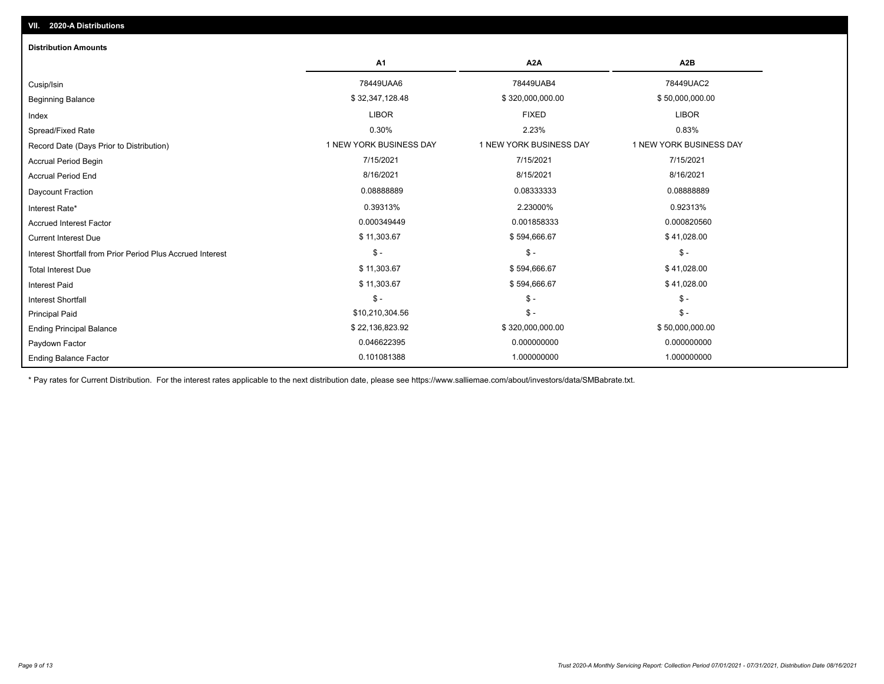## VII. 2020-A Distributions

### Distribution Amounts

| | A1 | A2A | A2B |
|---|---|---|---|
| Cusip/Isin | 78449UAA6 | 78449UAB4 | 78449UAC2 |
| Beginning Balance | $ 32,347,128.48 | $ 320,000,000.00 | $ 50,000,000.00 |
| Index | LIBOR | FIXED | LIBOR |
| Spread/Fixed Rate | 0.30% | 2.23% | 0.83% |
| Record Date (Days Prior to Distribution) | 1 NEW YORK BUSINESS DAY | 1 NEW YORK BUSINESS DAY | 1 NEW YORK BUSINESS DAY |
| Accrual Period Begin | 7/15/2021 | 7/15/2021 | 7/15/2021 |
| Accrual Period End | 8/16/2021 | 8/15/2021 | 8/16/2021 |
| Daycount Fraction | 0.08888889 | 0.08333333 | 0.08888889 |
| Interest Rate* | 0.39313% | 2.23000% | 0.92313% |
| Accrued Interest Factor | 0.000349449 | 0.001858333 | 0.000820560 |
| Current Interest Due | $ 11,303.67 | $ 594,666.67 | $ 41,028.00 |
| Interest Shortfall from Prior Period Plus Accrued Interest | $ - | $ - | $ - |
| Total Interest Due | $ 11,303.67 | $ 594,666.67 | $ 41,028.00 |
| Interest Paid | $ 11,303.67 | $ 594,666.67 | $ 41,028.00 |
| Interest Shortfall | $ - | $ - | $ - |
| Principal Paid | $10,210,304.56 | $ - | $ - |
| Ending Principal Balance | $ 22,136,823.92 | $ 320,000,000.00 | $ 50,000,000.00 |
| Paydown Factor | 0.046622395 | 0.000000000 | 0.000000000 |
| Ending Balance Factor | 0.101081388 | 1.000000000 | 1.000000000 |

* Pay rates for Current Distribution. For the interest rates applicable to the next distribution date, please see https://www.salliemae.com/about/investors/data/SMBabrate.txt.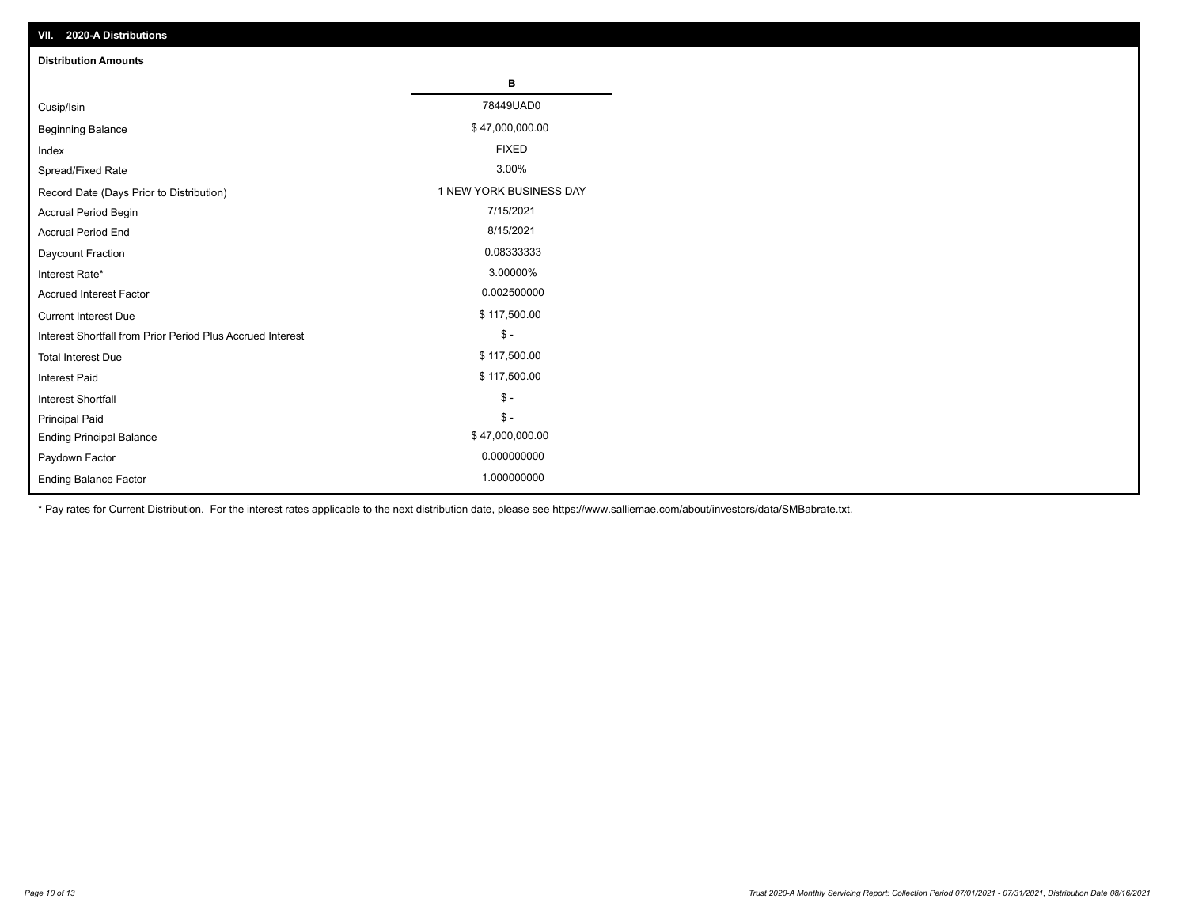## VII. 2020-A Distributions

### Distribution Amounts

| | B |
|---|---|
| Cusip/Isin | 78449UAD0 |
| Beginning Balance | $ 47,000,000.00 |
| Index | FIXED |
| Spread/Fixed Rate | 3.00% |
| Record Date (Days Prior to Distribution) | 1 NEW YORK BUSINESS DAY |
| Accrual Period Begin | 7/15/2021 |
| Accrual Period End | 8/15/2021 |
| Daycount Fraction | 0.08333333 |
| Interest Rate* | 3.00000% |
| Accrued Interest Factor | 0.002500000 |
| Current Interest Due | $ 117,500.00 |
| Interest Shortfall from Prior Period Plus Accrued Interest | $ - |
| Total Interest Due | $ 117,500.00 |
| Interest Paid | $ 117,500.00 |
| Interest Shortfall | $ - |
| Principal Paid | $ - |
| Ending Principal Balance | $ 47,000,000.00 |
| Paydown Factor | 0.000000000 |
| Ending Balance Factor | 1.000000000 |

* Pay rates for Current Distribution. For the interest rates applicable to the next distribution date, please see https://www.salliemae.com/about/investors/data/SMBabrate.txt.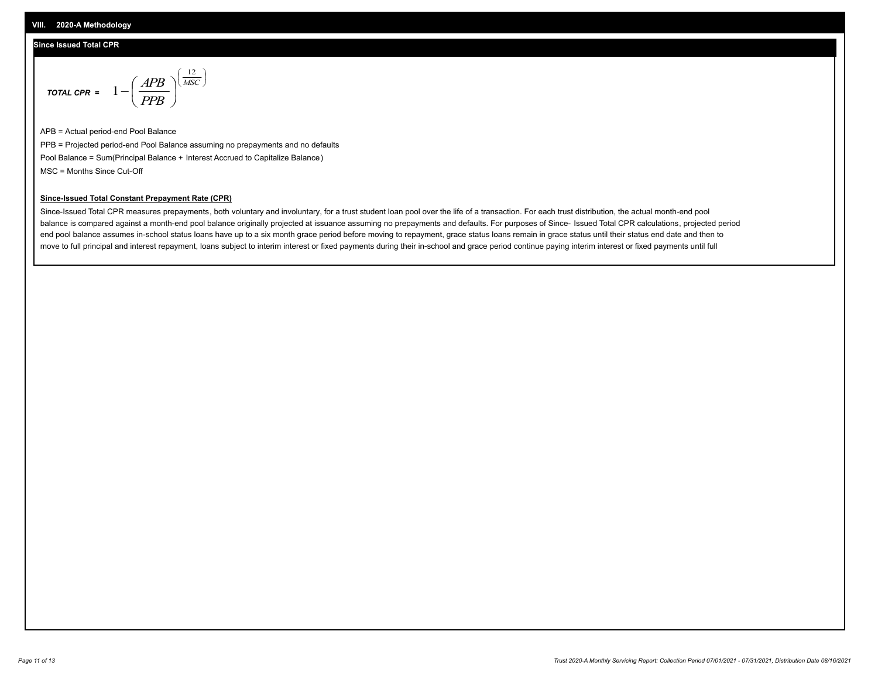## VIII. 2020-A Methodology

### Since Issued Total CPR

$$\textbf{TOTAL CPR} = 1 - \left(\frac{APB}{PPB}\right)^{\left(\frac{12}{MSC}\right)}$$

APB = Actual period-end Pool Balance

PPB = Projected period-end Pool Balance assuming no prepayments and no defaults

Pool Balance = Sum(Principal Balance + Interest Accrued to Capitalize Balance)

MSC = Months Since Cut-Off

**Since-Issued Total Constant Prepayment Rate (CPR)**

Since-Issued Total CPR measures prepayments, both voluntary and involuntary, for a trust student loan pool over the life of a transaction. For each trust distribution, the actual month-end pool balance is compared against a month-end pool balance originally projected at issuance assuming no prepayments and defaults. For purposes of Since- Issued Total CPR calculations, projected period end pool balance assumes in-school status loans have up to a six month grace period before moving to repayment, grace status loans remain in grace status until their status end date and then to move to full principal and interest repayment, loans subject to interim interest or fixed payments during their in-school and grace period continue paying interim interest or fixed payments until full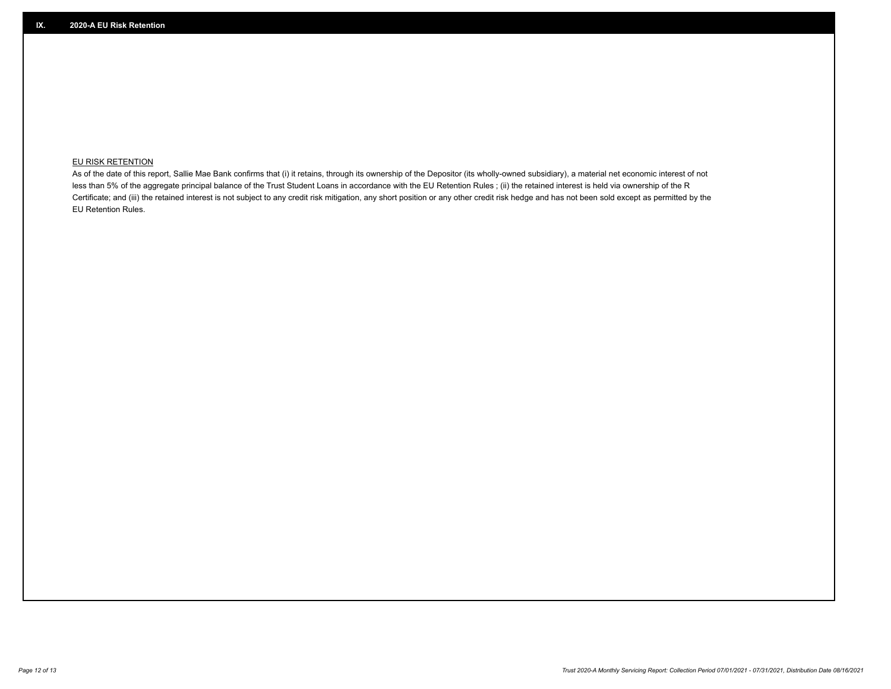## IX. 2020-A EU Risk Retention

EU RISK RETENTION

As of the date of this report, Sallie Mae Bank confirms that (i) it retains, through its ownership of the Depositor (its wholly-owned subsidiary), a material net economic interest of not less than 5% of the aggregate principal balance of the Trust Student Loans in accordance with the EU Retention Rules ; (ii) the retained interest is held via ownership of the R Certificate; and (iii) the retained interest is not subject to any credit risk mitigation, any short position or any other credit risk hedge and has not been sold except as permitted by the EU Retention Rules.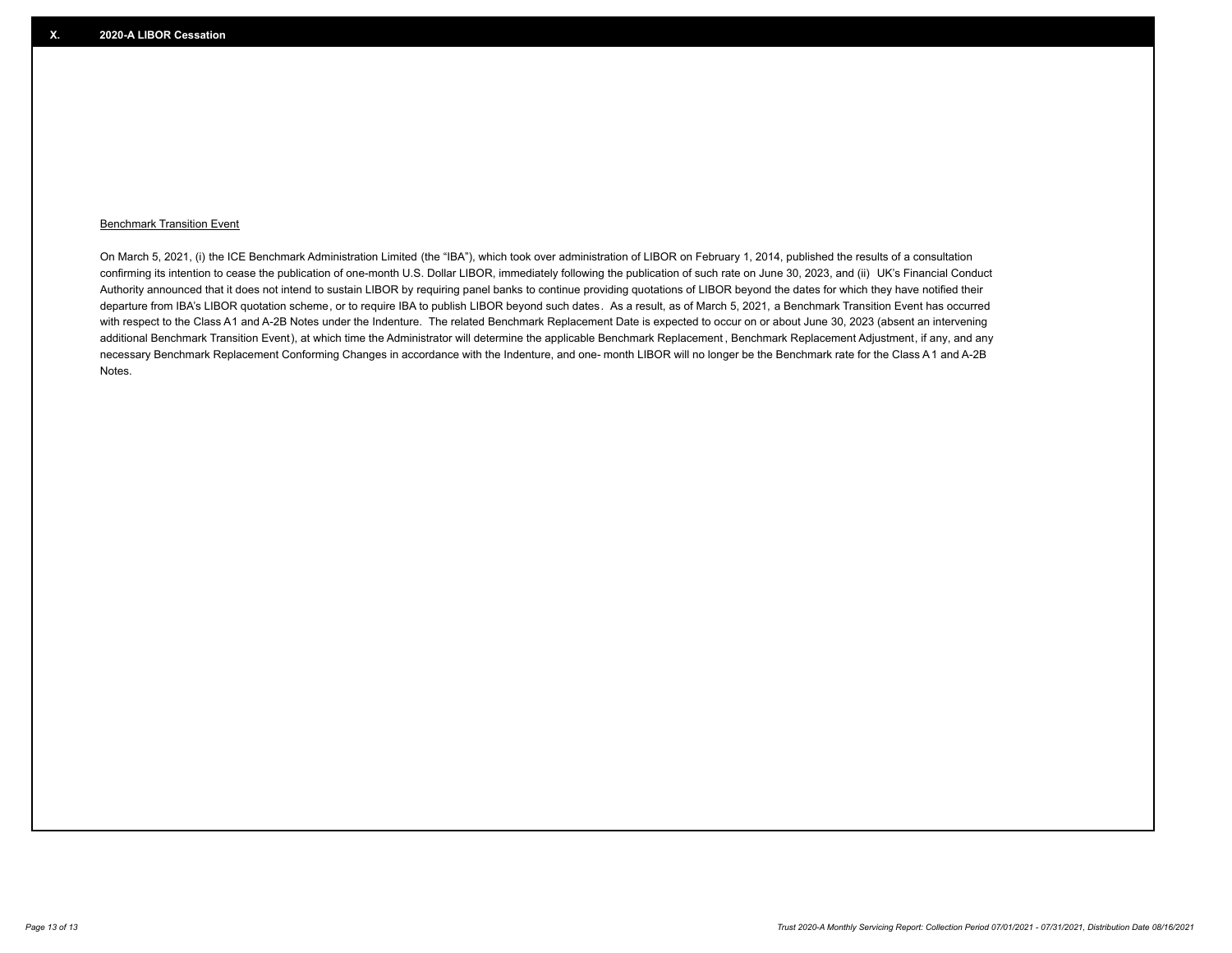## X. 2020-A LIBOR Cessation

<u>Benchmark Transition Event</u>

On March 5, 2021, (i) the ICE Benchmark Administration Limited (the "IBA"), which took over administration of LIBOR on February 1, 2014, published the results of a consultation confirming its intention to cease the publication of one-month U.S. Dollar LIBOR, immediately following the publication of such rate on June 30, 2023, and (ii) UK's Financial Conduct Authority announced that it does not intend to sustain LIBOR by requiring panel banks to continue providing quotations of LIBOR beyond the dates for which they have notified their departure from IBA's LIBOR quotation scheme, or to require IBA to publish LIBOR beyond such dates. As a result, as of March 5, 2021, a Benchmark Transition Event has occurred with respect to the Class A1 and A-2B Notes under the Indenture. The related Benchmark Replacement Date is expected to occur on or about June 30, 2023 (absent an intervening additional Benchmark Transition Event), at which time the Administrator will determine the applicable Benchmark Replacement, Benchmark Replacement Adjustment, if any, and any necessary Benchmark Replacement Conforming Changes in accordance with the Indenture, and one- month LIBOR will no longer be the Benchmark rate for the Class A 1 and A-2B Notes.